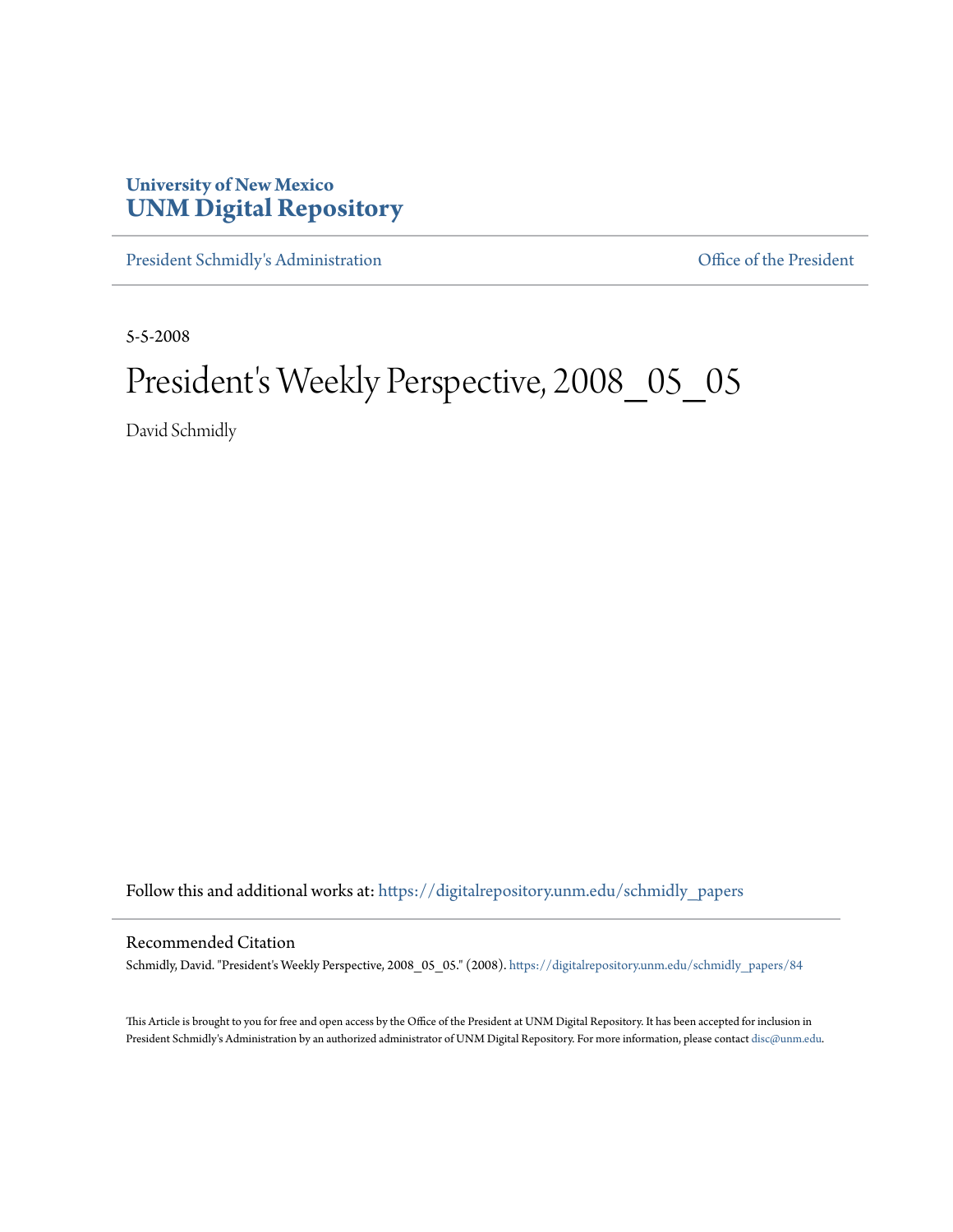**University of New Mexico**
**UNM Digital Repository**

President Schmidly's Administration | Office of the President

5-5-2008

# President's Weekly Perspective, 2008_05_05

David Schmidly

Follow this and additional works at: https://digitalrepository.unm.edu/schmidly_papers

## Recommended Citation

Schmidly, David. "President's Weekly Perspective, 2008_05_05." (2008). https://digitalrepository.unm.edu/schmidly_papers/84

This Article is brought to you for free and open access by the Office of the President at UNM Digital Repository. It has been accepted for inclusion in President Schmidly's Administration by an authorized administrator of UNM Digital Repository. For more information, please contact disc@unm.edu.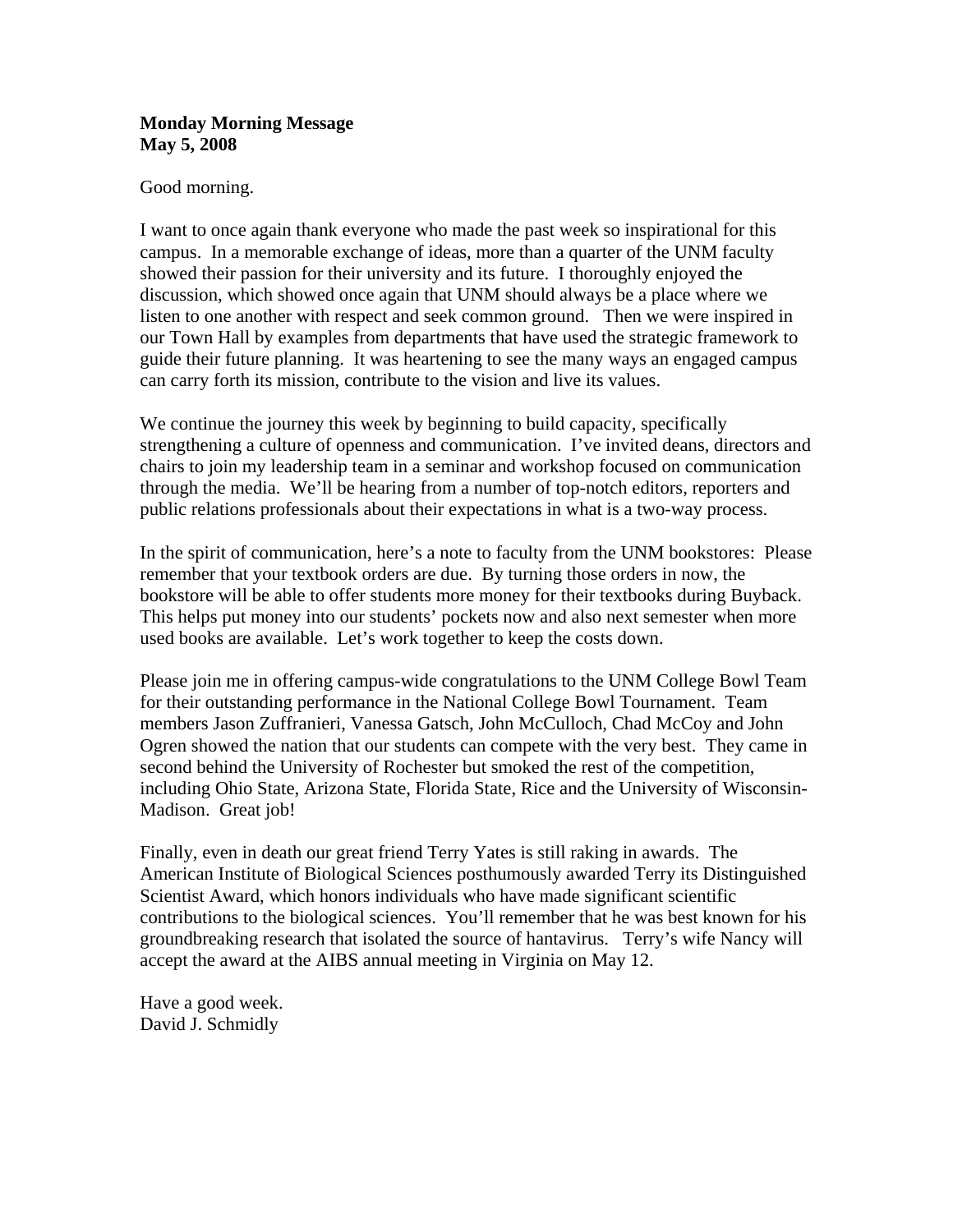**Monday Morning Message**
**May 5, 2008**

Good morning.

I want to once again thank everyone who made the past week so inspirational for this campus. In a memorable exchange of ideas, more than a quarter of the UNM faculty showed their passion for their university and its future. I thoroughly enjoyed the discussion, which showed once again that UNM should always be a place where we listen to one another with respect and seek common ground. Then we were inspired in our Town Hall by examples from departments that have used the strategic framework to guide their future planning. It was heartening to see the many ways an engaged campus can carry forth its mission, contribute to the vision and live its values.

We continue the journey this week by beginning to build capacity, specifically strengthening a culture of openness and communication. I've invited deans, directors and chairs to join my leadership team in a seminar and workshop focused on communication through the media. We'll be hearing from a number of top-notch editors, reporters and public relations professionals about their expectations in what is a two-way process.

In the spirit of communication, here's a note to faculty from the UNM bookstores: Please remember that your textbook orders are due. By turning those orders in now, the bookstore will be able to offer students more money for their textbooks during Buyback. This helps put money into our students' pockets now and also next semester when more used books are available. Let's work together to keep the costs down.

Please join me in offering campus-wide congratulations to the UNM College Bowl Team for their outstanding performance in the National College Bowl Tournament. Team members Jason Zuffranieri, Vanessa Gatsch, John McCulloch, Chad McCoy and John Ogren showed the nation that our students can compete with the very best. They came in second behind the University of Rochester but smoked the rest of the competition, including Ohio State, Arizona State, Florida State, Rice and the University of Wisconsin-Madison. Great job!

Finally, even in death our great friend Terry Yates is still raking in awards. The American Institute of Biological Sciences posthumously awarded Terry its Distinguished Scientist Award, which honors individuals who have made significant scientific contributions to the biological sciences. You'll remember that he was best known for his groundbreaking research that isolated the source of hantavirus. Terry's wife Nancy will accept the award at the AIBS annual meeting in Virginia on May 12.

Have a good week.
David J. Schmidly